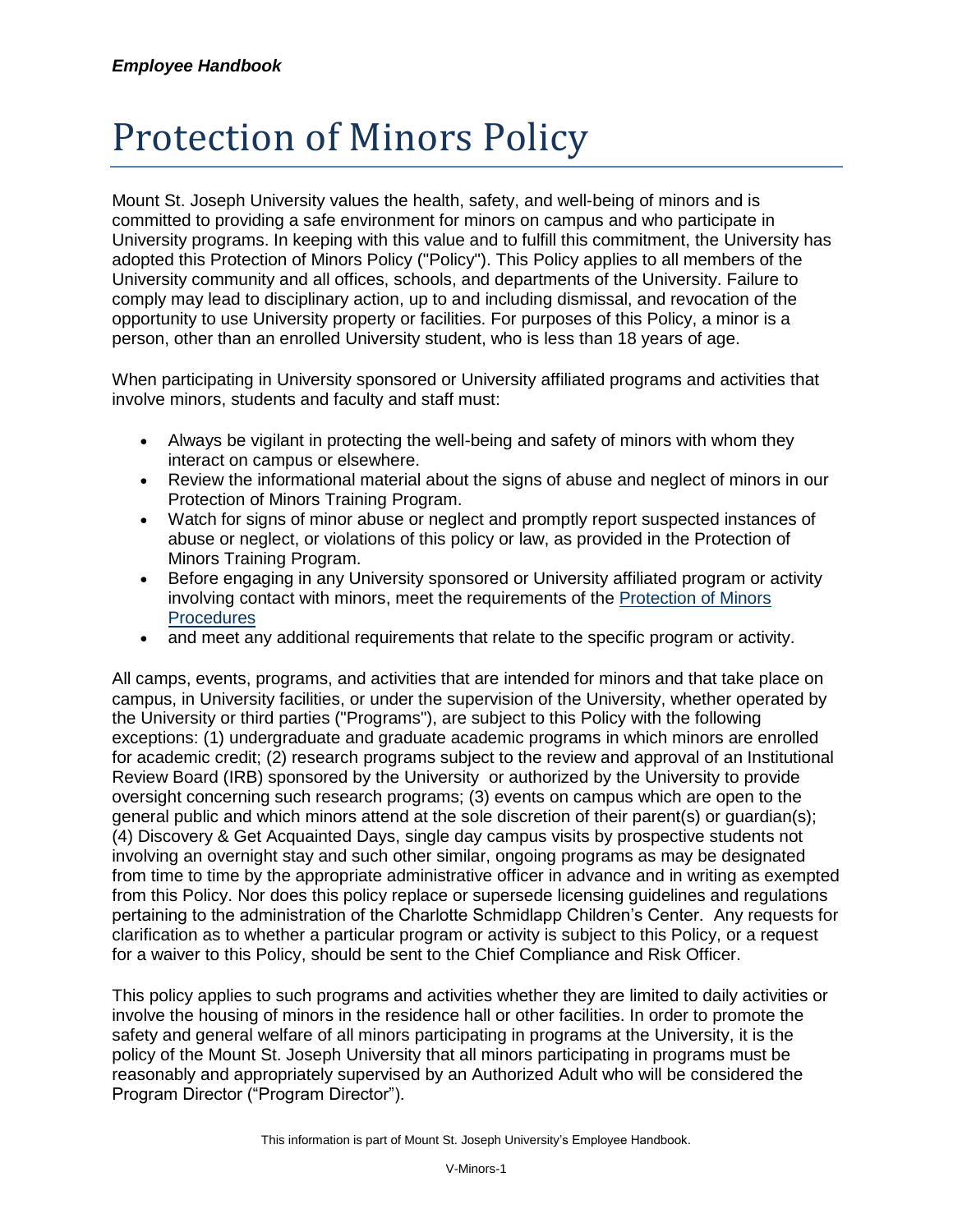# Protection of Minors Policy

Mount St. Joseph University values the health, safety, and well-being of minors and is committed to providing a safe environment for minors on campus and who participate in University programs. In keeping with this value and to fulfill this commitment, the University has adopted this Protection of Minors Policy ("Policy"). This Policy applies to all members of the University community and all offices, schools, and departments of the University. Failure to comply may lead to disciplinary action, up to and including dismissal, and revocation of the opportunity to use University property or facilities. For purposes of this Policy, a minor is a person, other than an enrolled University student, who is less than 18 years of age.

When participating in University sponsored or University affiliated programs and activities that involve minors, students and faculty and staff must:

- Always be vigilant in protecting the well-being and safety of minors with whom they interact on campus or elsewhere.
- Review the informational material about the signs of abuse and neglect of minors in our Protection of Minors Training Program.
- Watch for signs of minor abuse or neglect and promptly report suspected instances of abuse or neglect, or violations of this policy or law, as provided in the Protection of Minors Training Program.
- Before engaging in any University sponsored or University affiliated program or activity involving contact with minors, meet the requirements of the Protection of Minors Procedures
- and meet any additional requirements that relate to the specific program or activity.

All camps, events, programs, and activities that are intended for minors and that take place on campus, in University facilities, or under the supervision of the University, whether operated by the University or third parties ("Programs"), are subject to this Policy with the following exceptions: (1) undergraduate and graduate academic programs in which minors are enrolled for academic credit; (2) research programs subject to the review and approval of an Institutional Review Board (IRB) sponsored by the University or authorized by the University to provide oversight concerning such research programs; (3) events on campus which are open to the general public and which minors attend at the sole discretion of their parent(s) or guardian(s); (4) Discovery & Get Acquainted Days, single day campus visits by prospective students not involving an overnight stay and such other similar, ongoing programs as may be designated from time to time by the appropriate administrative officer in advance and in writing as exempted from this Policy. Nor does this policy replace or supersede licensing guidelines and regulations pertaining to the administration of the Charlotte Schmidlapp Children's Center. Any requests for clarification as to whether a particular program or activity is subject to this Policy, or a request for a waiver to this Policy, should be sent to the Chief Compliance and Risk Officer.

This policy applies to such programs and activities whether they are limited to daily activities or involve the housing of minors in the residence hall or other facilities. In order to promote the safety and general welfare of all minors participating in programs at the University, it is the policy of the Mount St. Joseph University that all minors participating in programs must be reasonably and appropriately supervised by an Authorized Adult who will be considered the Program Director ("Program Director").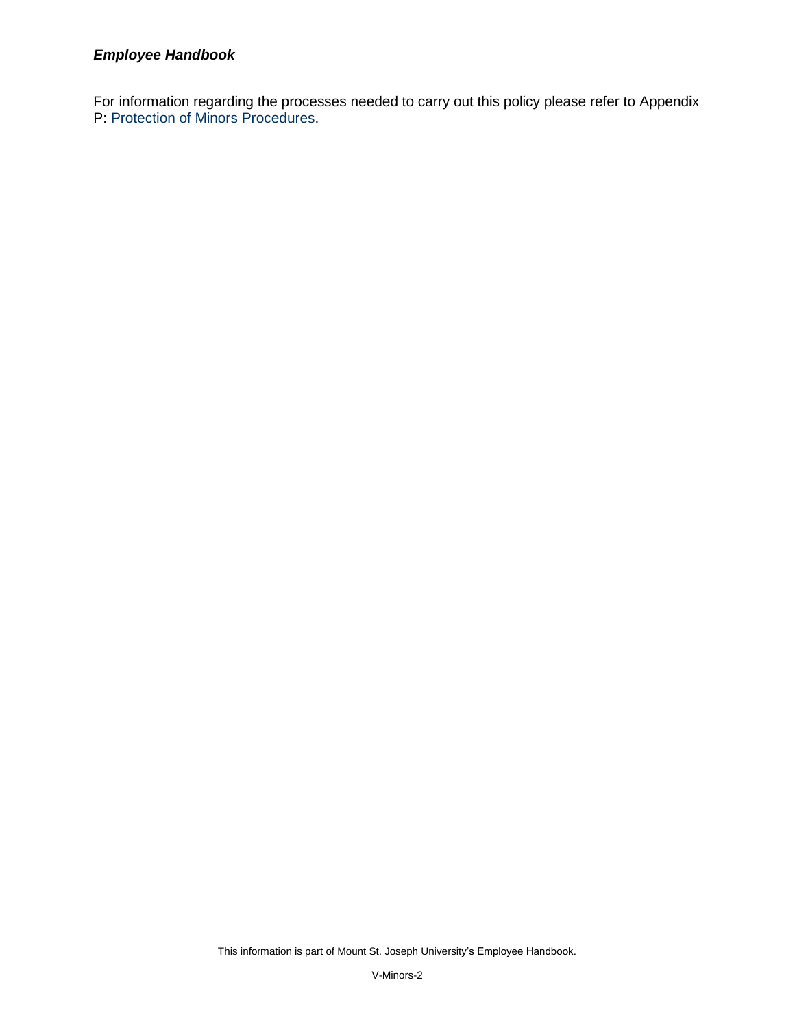For information regarding the processes needed to carry out this policy please refer to Appendix P: Protection of Minors Procedures.